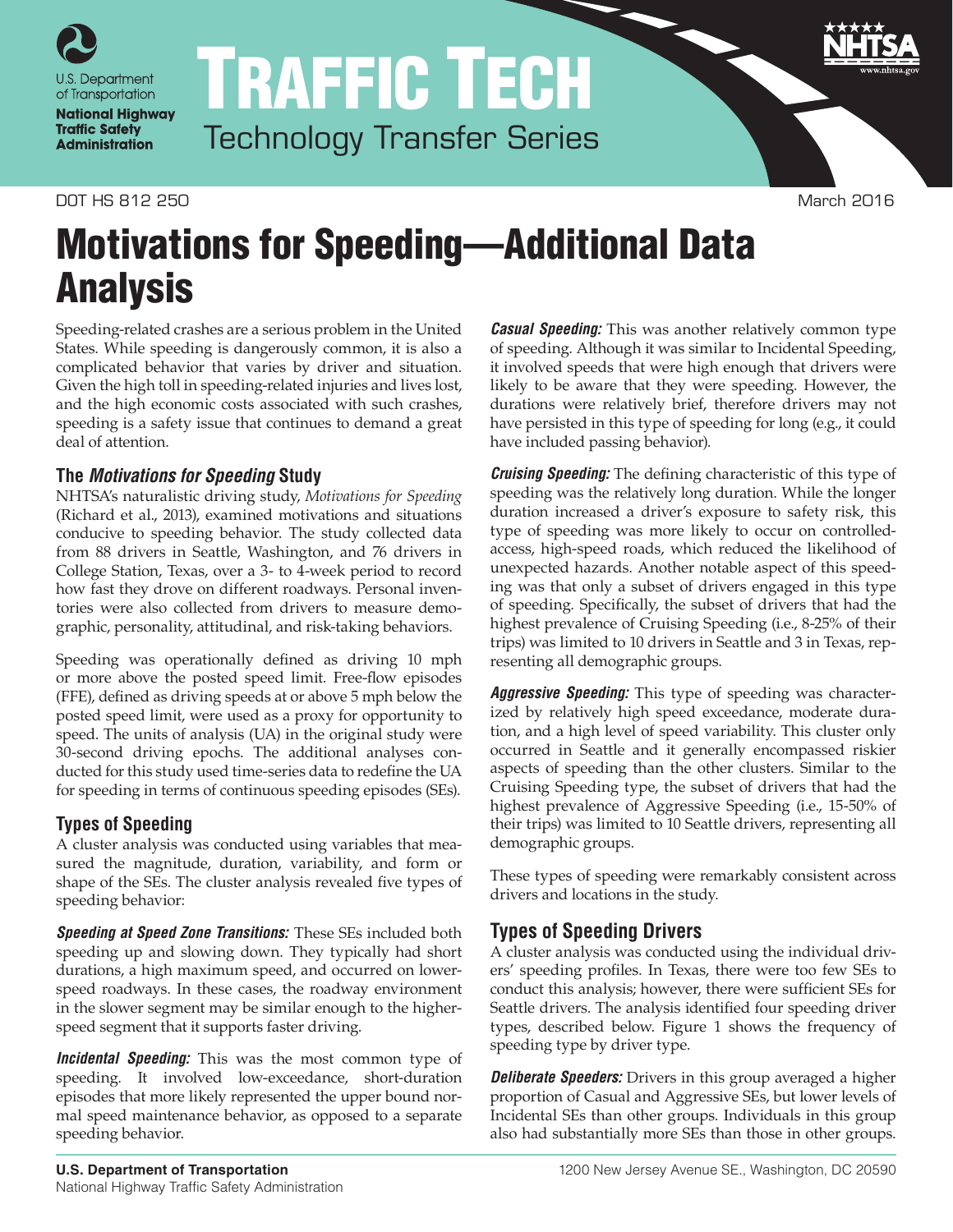DOT HS 812 250 March 2016

# Motivations for Speeding—Additional Data Analysis

Speeding-related crashes are a serious problem in the United States. While speeding is dangerously common, it is also a complicated behavior that varies by driver and situation. Given the high toll in speeding-related injuries and lives lost, and the high economic costs associated with such crashes, speeding is a safety issue that continues to demand a great deal of attention.

## The *Motivations for Speeding* Study

NHTSA's naturalistic driving study, *Motivations for Speeding* (Richard et al., 2013), examined motivations and situations conducive to speeding behavior. The study collected data from 88 drivers in Seattle, Washington, and 76 drivers in College Station, Texas, over a 3- to 4-week period to record how fast they drove on different roadways. Personal inventories were also collected from drivers to measure demographic, personality, attitudinal, and risk-taking behaviors.

Speeding was operationally defined as driving 10 mph or more above the posted speed limit. Free-flow episodes (FFE), defined as driving speeds at or above 5 mph below the posted speed limit, were used as a proxy for opportunity to speed. The units of analysis (UA) in the original study were 30-second driving epochs. The additional analyses conducted for this study used time-series data to redefine the UA for speeding in terms of continuous speeding episodes (SEs).

## Types of Speeding

A cluster analysis was conducted using variables that measured the magnitude, duration, variability, and form or shape of the SEs. The cluster analysis revealed five types of speeding behavior:

***Speeding at Speed Zone Transitions:*** These SEs included both speeding up and slowing down. They typically had short durations, a high maximum speed, and occurred on lower-speed roadways. In these cases, the roadway environment in the slower segment may be similar enough to the higher-speed segment that it supports faster driving.

***Incidental Speeding:*** This was the most common type of speeding. It involved low-exceedance, short-duration episodes that more likely represented the upper bound normal speed maintenance behavior, as opposed to a separate speeding behavior.

***Casual Speeding:*** This was another relatively common type of speeding. Although it was similar to Incidental Speeding, it involved speeds that were high enough that drivers were likely to be aware that they were speeding. However, the durations were relatively brief, therefore drivers may not have persisted in this type of speeding for long (e.g., it could have included passing behavior).

***Cruising Speeding:*** The defining characteristic of this type of speeding was the relatively long duration. While the longer duration increased a driver's exposure to safety risk, this type of speeding was more likely to occur on controlled-access, high-speed roads, which reduced the likelihood of unexpected hazards. Another notable aspect of this speeding was that only a subset of drivers engaged in this type of speeding. Specifically, the subset of drivers that had the highest prevalence of Cruising Speeding (i.e., 8-25% of their trips) was limited to 10 drivers in Seattle and 3 in Texas, representing all demographic groups.

***Aggressive Speeding:*** This type of speeding was characterized by relatively high speed exceedance, moderate duration, and a high level of speed variability. This cluster only occurred in Seattle and it generally encompassed riskier aspects of speeding than the other clusters. Similar to the Cruising Speeding type, the subset of drivers that had the highest prevalence of Aggressive Speeding (i.e., 15-50% of their trips) was limited to 10 Seattle drivers, representing all demographic groups.

These types of speeding were remarkably consistent across drivers and locations in the study.

## Types of Speeding Drivers

A cluster analysis was conducted using the individual drivers' speeding profiles. In Texas, there were too few SEs to conduct this analysis; however, there were sufficient SEs for Seattle drivers. The analysis identified four speeding driver types, described below. Figure 1 shows the frequency of speeding type by driver type.

***Deliberate Speeders:*** Drivers in this group averaged a higher proportion of Casual and Aggressive SEs, but lower levels of Incidental SEs than other groups. Individuals in this group also had substantially more SEs than those in other groups.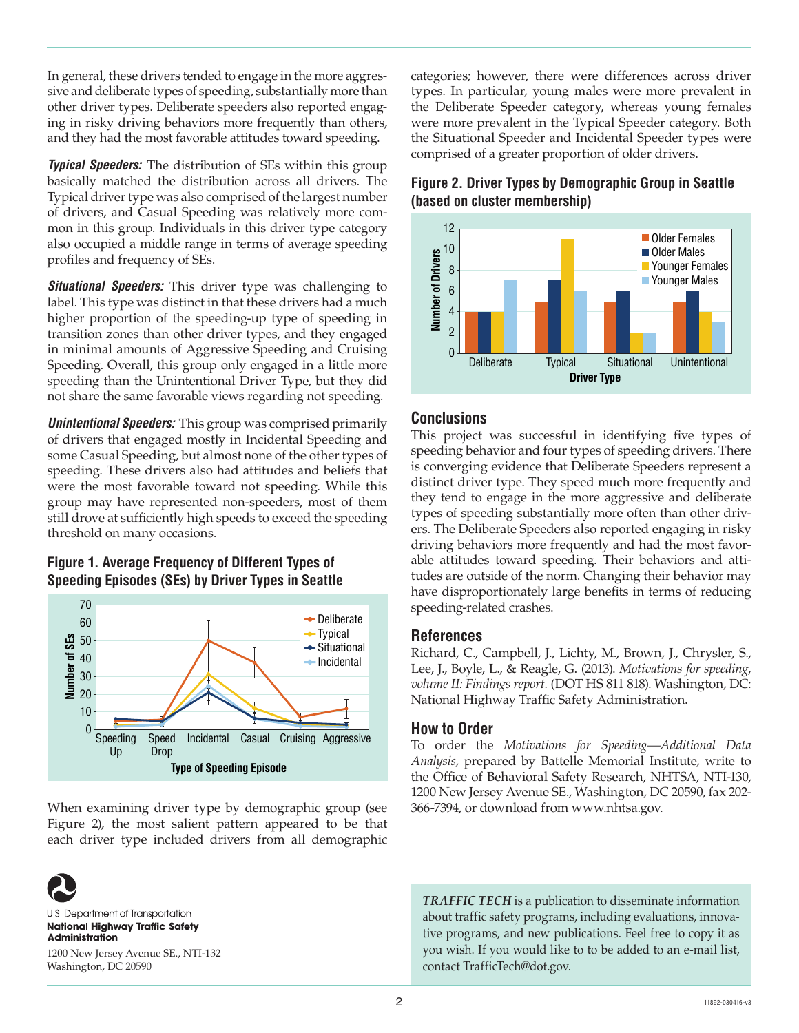In general, these drivers tended to engage in the more aggressive and deliberate types of speeding, substantially more than other driver types. Deliberate speeders also reported engaging in risky driving behaviors more frequently than others, and they had the most favorable attitudes toward speeding.

***Typical Speeders:*** The distribution of SEs within this group basically matched the distribution across all drivers. The Typical driver type was also comprised of the largest number of drivers, and Casual Speeding was relatively more common in this group. Individuals in this driver type category also occupied a middle range in terms of average speeding profiles and frequency of SEs.

***Situational Speeders:*** This driver type was challenging to label. This type was distinct in that these drivers had a much higher proportion of the speeding-up type of speeding in transition zones than other driver types, and they engaged in minimal amounts of Aggressive Speeding and Cruising Speeding. Overall, this group only engaged in a little more speeding than the Unintentional Driver Type, but they did not share the same favorable views regarding not speeding.

***Unintentional Speeders:*** This group was comprised primarily of drivers that engaged mostly in Incidental Speeding and some Casual Speeding, but almost none of the other types of speeding. These drivers also had attitudes and beliefs that were the most favorable toward not speeding. While this group may have represented non-speeders, most of them still drove at sufficiently high speeds to exceed the speeding threshold on many occasions.

**Figure 1. Average Frequency of Different Types of Speeding Episodes (SEs) by Driver Types in Seattle**

Number of SEs
70
60
50
40
30
20
10
0
Speeding Up
Speed Drop
Incidental
Casual
Cruising
Aggressive
Type of Speeding Episode
Deliberate
Typical
Situational
Incidental

When examining driver type by demographic group (see Figure 2), the most salient pattern appeared to be that each driver type included drivers from all demographic categories; however, there were differences across driver types. In particular, young males were more prevalent in the Deliberate Speeder category, whereas young females were more prevalent in the Typical Speeder category. Both the Situational Speeder and Incidental Speeder types were comprised of a greater proportion of older drivers.

**Figure 2. Driver Types by Demographic Group in Seattle (based on cluster membership)**

Number of Drivers
12
10
8
6
4
2
0
Deliberate
Typical
Situational
Unintentional
Driver Type
Older Females
Older Males
Younger Females
Younger Males

## Conclusions

This project was successful in identifying five types of speeding behavior and four types of speeding drivers. There is converging evidence that Deliberate Speeders represent a distinct driver type. They speed much more frequently and they tend to engage in the more aggressive and deliberate types of speeding substantially more often than other drivers. The Deliberate Speeders also reported engaging in risky driving behaviors more frequently and had the most favorable attitudes toward speeding. Their behaviors and attitudes are outside of the norm. Changing their behavior may have disproportionately large benefits in terms of reducing speeding-related crashes.

## References

Richard, C., Campbell, J., Lichty, M., Brown, J., Chrysler, S., Lee, J., Boyle, L., & Reagle, G. (2013). *Motivations for speeding, volume II: Findings report.* (DOT HS 811 818). Washington, DC: National Highway Traffic Safety Administration.

## How to Order

To order the *Motivations for Speeding—Additional Data Analysis*, prepared by Battelle Memorial Institute, write to the Office of Behavioral Safety Research, NHTSA, NTI-130, 1200 New Jersey Avenue SE., Washington, DC 20590, fax 202-366-7394, or download from www.nhtsa.gov.

U.S. Department of Transportation
**National Highway Traffic Safety Administration**

1200 New Jersey Avenue SE., NTI-132
Washington, DC 20590

*TRAFFIC TECH* is a publication to disseminate information about traffic safety programs, including evaluations, innovative programs, and new publications. Feel free to copy it as you wish. If you would like to to be added to an e-mail list, contact TrafficTech@dot.gov.

11892-030416-v3